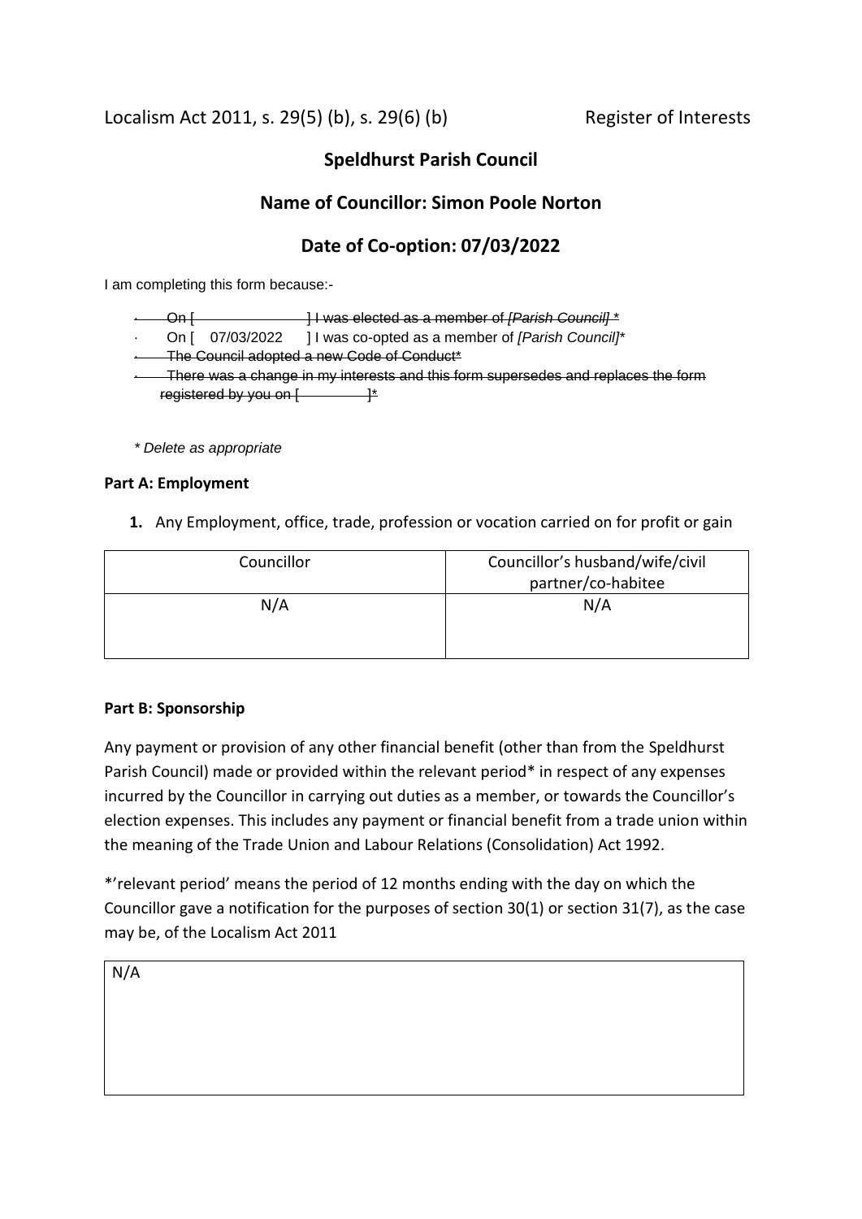Localism Act 2011, s. 29(5) (b), s. 29(6) (b) Register of Interests

## Speldhurst Parish Council

## Name of Councillor: Simon Poole Norton

## Date of Co-option: 07/03/2022

I am completing this form because:-

- ~~On [ ] I was elected as a member of *[Parish Council]* *~~
- On [ 07/03/2022 ] I was co-opted as a member of *[Parish Council]**
- ~~The Council adopted a new Code of Conduct*~~
- ~~There was a change in my interests and this form supersedes and replaces the form registered by you on [ ]*~~

*\* Delete as appropriate*

**Part A: Employment**

1. Any Employment, office, trade, profession or vocation carried on for profit or gain

| Councillor | Councillor's husband/wife/civil partner/co-habitee |
|---|---|
| N/A | N/A |

**Part B: Sponsorship**

Any payment or provision of any other financial benefit (other than from the Speldhurst Parish Council) made or provided within the relevant period* in respect of any expenses incurred by the Councillor in carrying out duties as a member, or towards the Councillor's election expenses. This includes any payment or financial benefit from a trade union within the meaning of the Trade Union and Labour Relations (Consolidation) Act 1992.

*'relevant period' means the period of 12 months ending with the day on which the Councillor gave a notification for the purposes of section 30(1) or section 31(7), as the case may be, of the Localism Act 2011

| |
|---|
| N/A |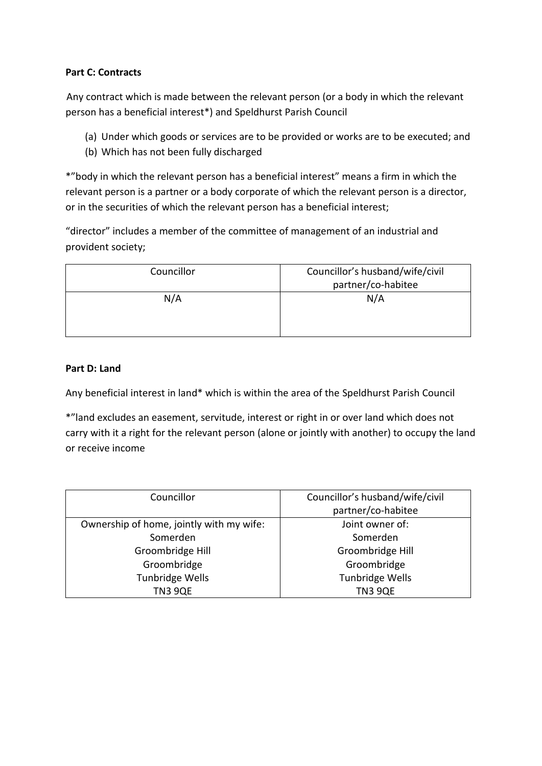**Part C: Contracts**

Any contract which is made between the relevant person (or a body in which the relevant person has a beneficial interest*) and Speldhurst Parish Council

(a) Under which goods or services are to be provided or works are to be executed; and
(b) Which has not been fully discharged

*"body in which the relevant person has a beneficial interest" means a firm in which the relevant person is a partner or a body corporate of which the relevant person is a director, or in the securities of which the relevant person has a beneficial interest;

"director" includes a member of the committee of management of an industrial and provident society;

| Councillor | Councillor's husband/wife/civil partner/co-habitee |
|---|---|
| N/A | N/A |

**Part D: Land**

Any beneficial interest in land* which is within the area of the Speldhurst Parish Council

*"land excludes an easement, servitude, interest or right in or over land which does not carry with it a right for the relevant person (alone or jointly with another) to occupy the land or receive income

| Councillor | Councillor's husband/wife/civil partner/co-habitee |
|---|---|
| Ownership of home, jointly with my wife:<br>Somerden<br>Groombridge Hill<br>Groombridge<br>Tunbridge Wells<br>TN3 9QE | Joint owner of:<br>Somerden<br>Groombridge Hill<br>Groombridge<br>Tunbridge Wells<br>TN3 9QE |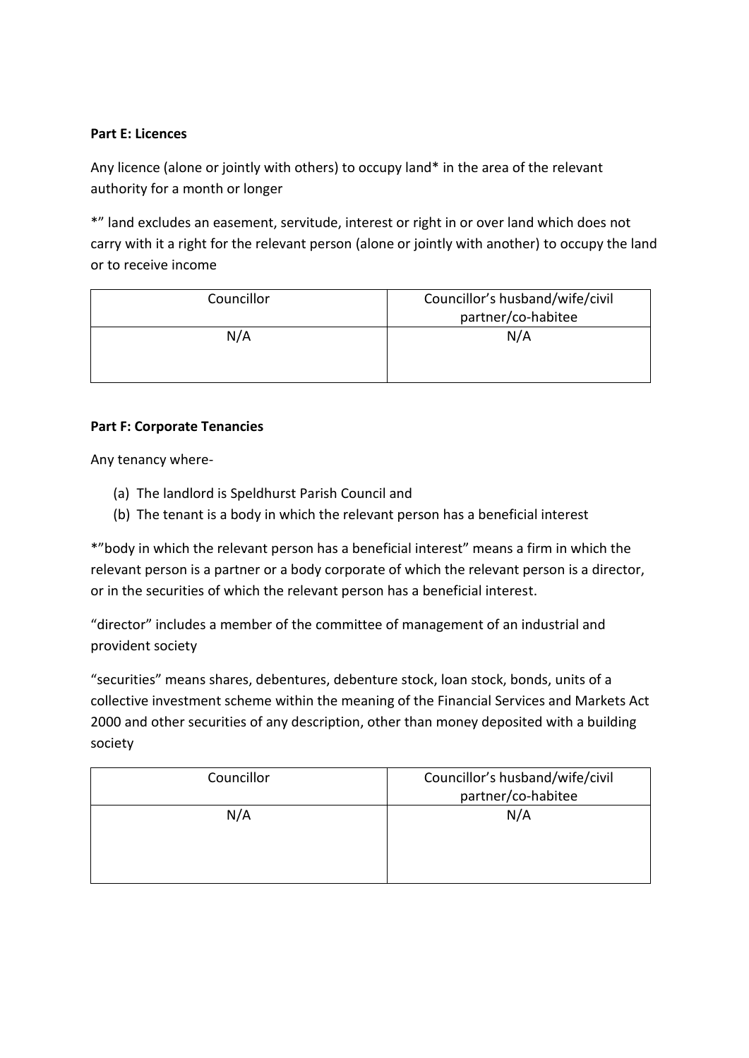**Part E: Licences**

Any licence (alone or jointly with others) to occupy land* in the area of the relevant authority for a month or longer

*" land excludes an easement, servitude, interest or right in or over land which does not carry with it a right for the relevant person (alone or jointly with another) to occupy the land or to receive income

| Councillor | Councillor's husband/wife/civil partner/co-habitee |
|---|---|
| N/A | N/A |

**Part F: Corporate Tenancies**

Any tenancy where-

(a) The landlord is Speldhurst Parish Council and
(b) The tenant is a body in which the relevant person has a beneficial interest

*"body in which the relevant person has a beneficial interest" means a firm in which the relevant person is a partner or a body corporate of which the relevant person is a director, or in the securities of which the relevant person has a beneficial interest.

"director" includes a member of the committee of management of an industrial and provident society

"securities" means shares, debentures, debenture stock, loan stock, bonds, units of a collective investment scheme within the meaning of the Financial Services and Markets Act 2000 and other securities of any description, other than money deposited with a building society

| Councillor | Councillor's husband/wife/civil partner/co-habitee |
|---|---|
| N/A | N/A |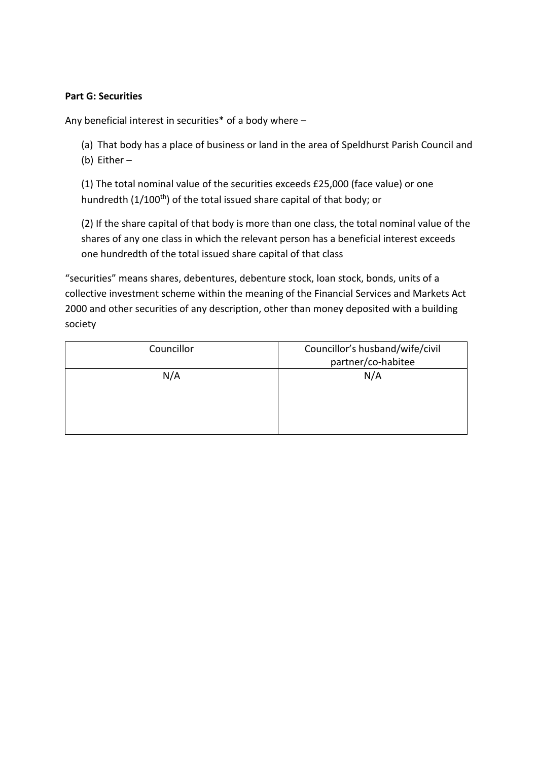**Part G: Securities**

Any beneficial interest in securities* of a body where –

(a) That body has a place of business or land in the area of Speldhurst Parish Council and
(b) Either –

(1) The total nominal value of the securities exceeds £25,000 (face value) or one hundredth (1/100th) of the total issued share capital of that body; or

(2) If the share capital of that body is more than one class, the total nominal value of the shares of any one class in which the relevant person has a beneficial interest exceeds one hundredth of the total issued share capital of that class

"securities" means shares, debentures, debenture stock, loan stock, bonds, units of a collective investment scheme within the meaning of the Financial Services and Markets Act 2000 and other securities of any description, other than money deposited with a building society

| Councillor | Councillor's husband/wife/civil partner/co-habitee |
|---|---|
| N/A | N/A |